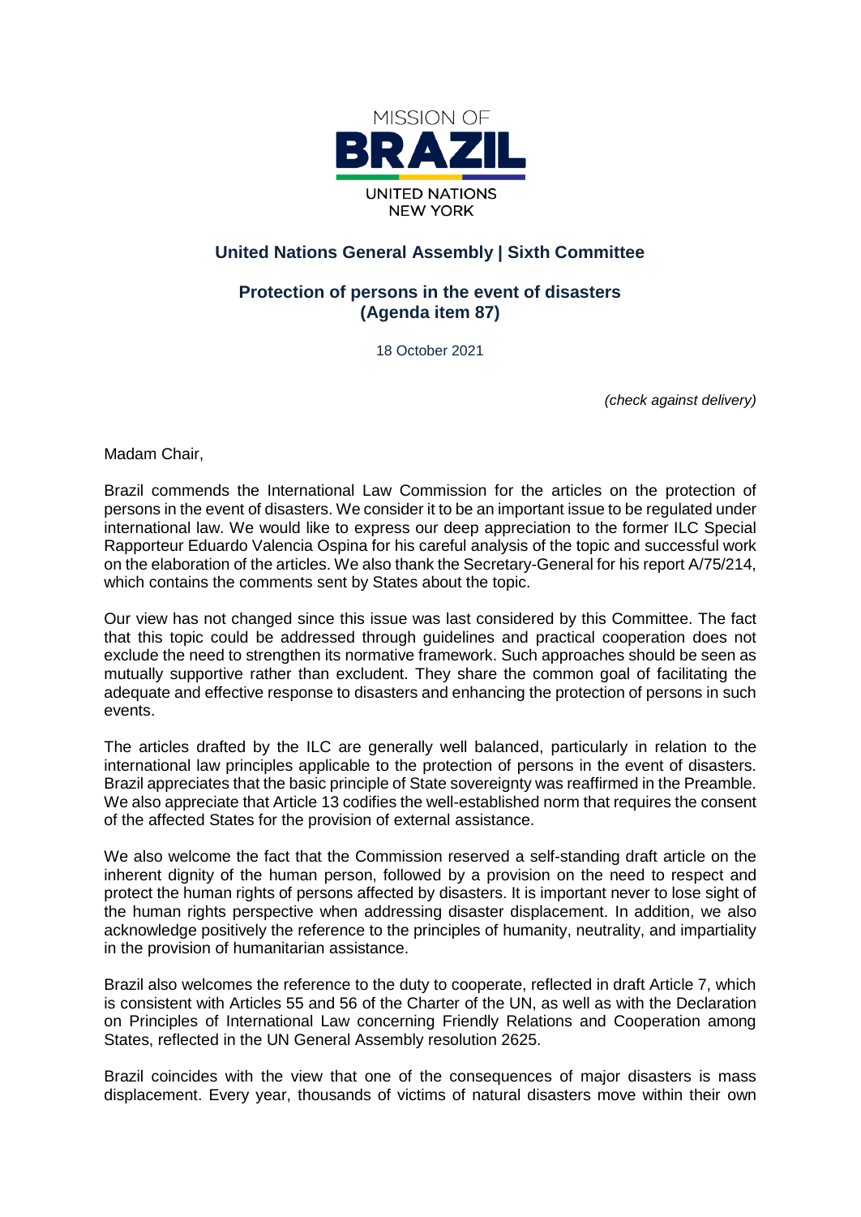MISSION OF

BRAZIL

UNITED NATIONS
NEW YORK

## United Nations General Assembly | Sixth Committee

### Protection of persons in the event of disasters (Agenda item 87)

18 October 2021

*(check against delivery)*

Madam Chair,

Brazil commends the International Law Commission for the articles on the protection of persons in the event of disasters. We consider it to be an important issue to be regulated under international law. We would like to express our deep appreciation to the former ILC Special Rapporteur Eduardo Valencia Ospina for his careful analysis of the topic and successful work on the elaboration of the articles. We also thank the Secretary-General for his report A/75/214, which contains the comments sent by States about the topic.

Our view has not changed since this issue was last considered by this Committee. The fact that this topic could be addressed through guidelines and practical cooperation does not exclude the need to strengthen its normative framework. Such approaches should be seen as mutually supportive rather than excludent. They share the common goal of facilitating the adequate and effective response to disasters and enhancing the protection of persons in such events.

The articles drafted by the ILC are generally well balanced, particularly in relation to the international law principles applicable to the protection of persons in the event of disasters. Brazil appreciates that the basic principle of State sovereignty was reaffirmed in the Preamble. We also appreciate that Article 13 codifies the well-established norm that requires the consent of the affected States for the provision of external assistance.

We also welcome the fact that the Commission reserved a self-standing draft article on the inherent dignity of the human person, followed by a provision on the need to respect and protect the human rights of persons affected by disasters. It is important never to lose sight of the human rights perspective when addressing disaster displacement. In addition, we also acknowledge positively the reference to the principles of humanity, neutrality, and impartiality in the provision of humanitarian assistance.

Brazil also welcomes the reference to the duty to cooperate, reflected in draft Article 7, which is consistent with Articles 55 and 56 of the Charter of the UN, as well as with the Declaration on Principles of International Law concerning Friendly Relations and Cooperation among States, reflected in the UN General Assembly resolution 2625.

Brazil coincides with the view that one of the consequences of major disasters is mass displacement. Every year, thousands of victims of natural disasters move within their own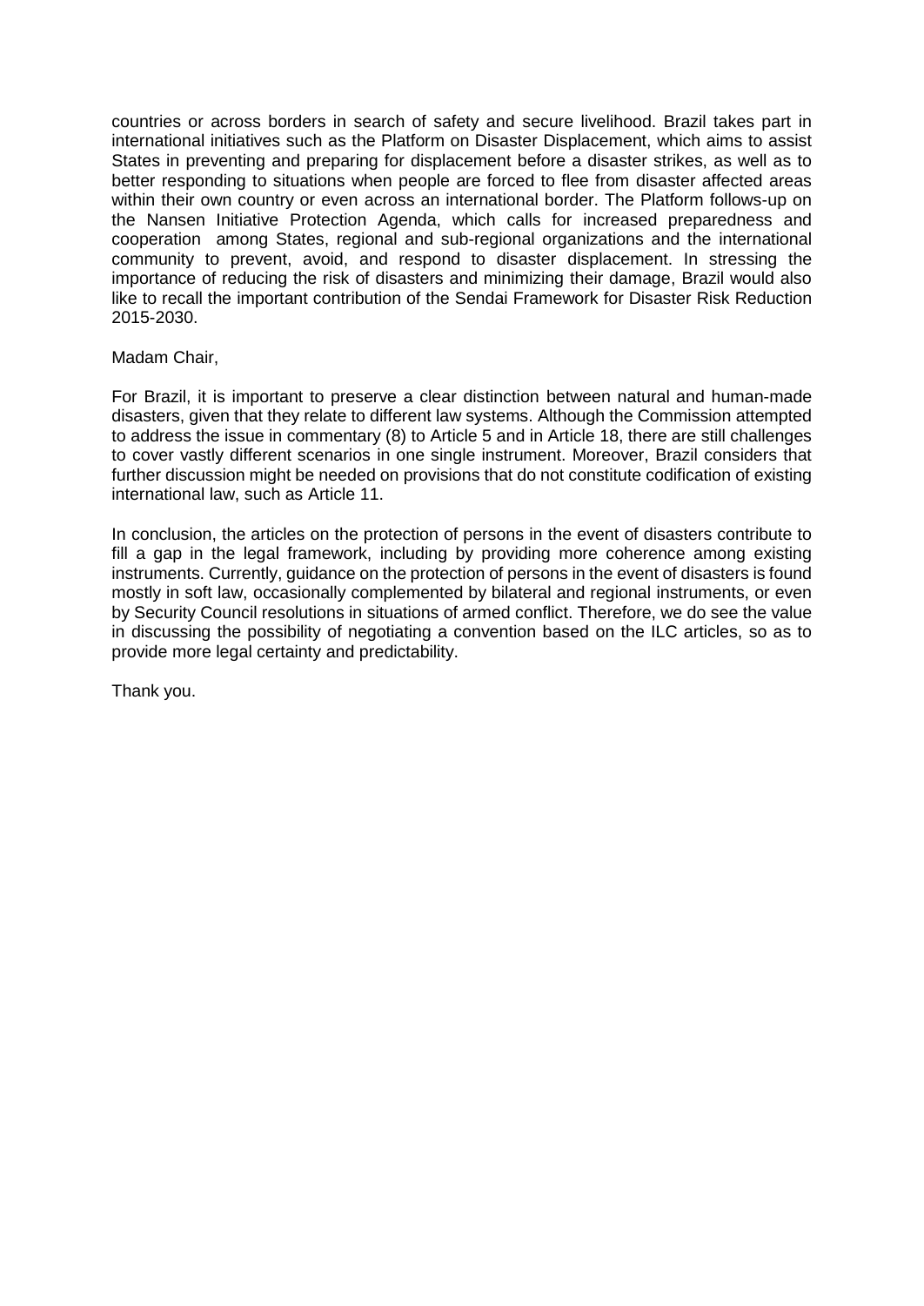countries or across borders in search of safety and secure livelihood. Brazil takes part in international initiatives such as the Platform on Disaster Displacement, which aims to assist States in preventing and preparing for displacement before a disaster strikes, as well as to better responding to situations when people are forced to flee from disaster affected areas within their own country or even across an international border. The Platform follows-up on the Nansen Initiative Protection Agenda, which calls for increased preparedness and cooperation among States, regional and sub-regional organizations and the international community to prevent, avoid, and respond to disaster displacement. In stressing the importance of reducing the risk of disasters and minimizing their damage, Brazil would also like to recall the important contribution of the Sendai Framework for Disaster Risk Reduction 2015-2030.

Madam Chair,

For Brazil, it is important to preserve a clear distinction between natural and human-made disasters, given that they relate to different law systems. Although the Commission attempted to address the issue in commentary (8) to Article 5 and in Article 18, there are still challenges to cover vastly different scenarios in one single instrument. Moreover, Brazil considers that further discussion might be needed on provisions that do not constitute codification of existing international law, such as Article 11.

In conclusion, the articles on the protection of persons in the event of disasters contribute to fill a gap in the legal framework, including by providing more coherence among existing instruments. Currently, guidance on the protection of persons in the event of disasters is found mostly in soft law, occasionally complemented by bilateral and regional instruments, or even by Security Council resolutions in situations of armed conflict. Therefore, we do see the value in discussing the possibility of negotiating a convention based on the ILC articles, so as to provide more legal certainty and predictability.

Thank you.